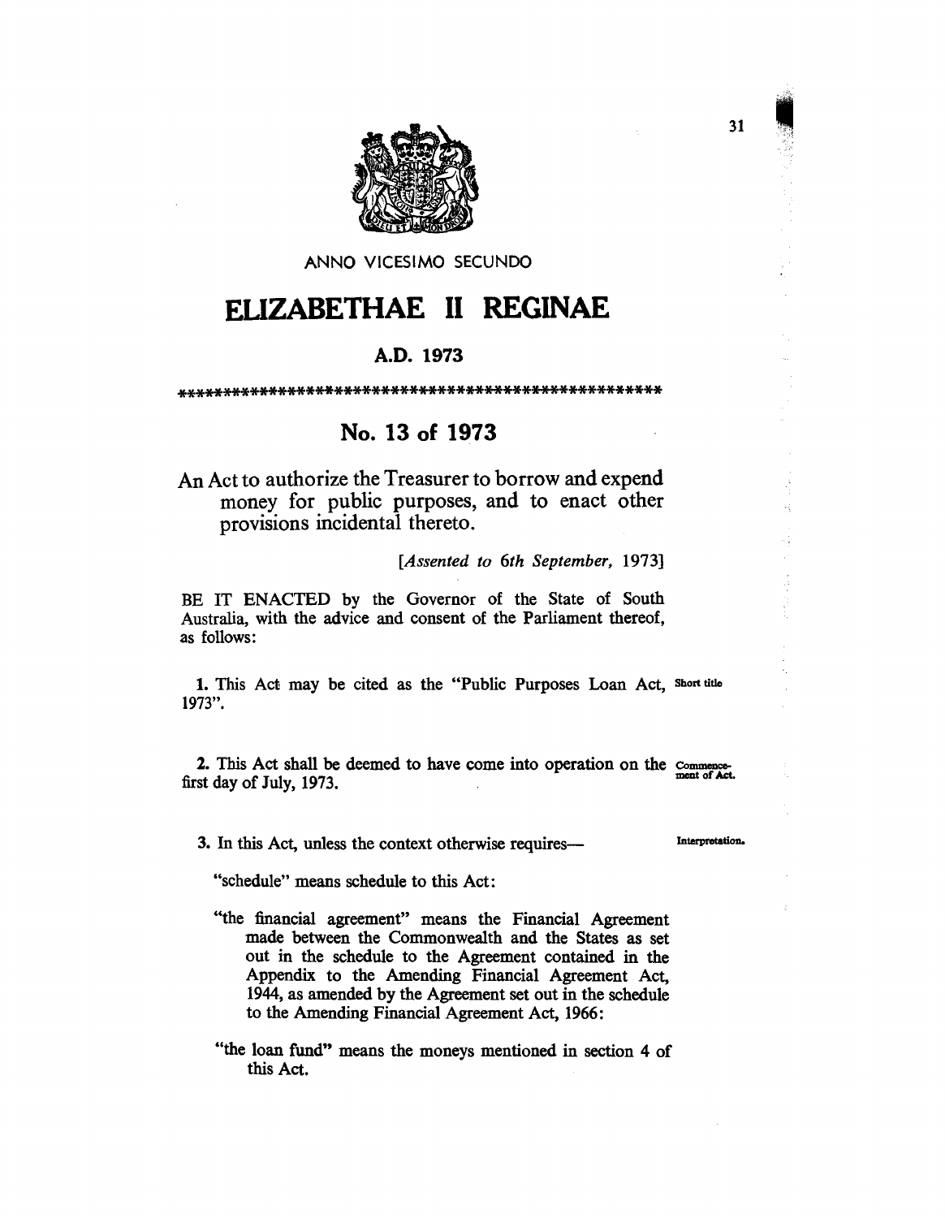ANNO VICESIMO SECUNDO

# ELIZABETHAE II REGINAE

## A.D. 1973

\*\*\*\*\*\*\*\*\*\*\*\*\*\*\*\*\*\*\*\*\*\*\*\*\*\*\*\*\*\*\*\*\*\*\*\*\*\*\*\*\*\*\*\*\*\*\*\*\*\*\*\*

## No. 13 of 1973

An Act to authorize the Treasurer to borrow and expend money for public purposes, and to enact other provisions incidental thereto.

*[Assented to 6th September, 1973]*

BE IT ENACTED by the Governor of the State of South Australia, with the advice and consent of the Parliament thereof, as follows:

**1.** This Act may be cited as the "Public Purposes Loan Act, 1973". *Short title*

**2.** This Act shall be deemed to have come into operation on the first day of July, 1973. *Commencement of Act.*

**3.** In this Act, unless the context otherwise requires— *Interpretation.*

"schedule" means schedule to this Act:

"the financial agreement" means the Financial Agreement made between the Commonwealth and the States as set out in the schedule to the Agreement contained in the Appendix to the Amending Financial Agreement Act, 1944, as amended by the Agreement set out in the schedule to the Amending Financial Agreement Act, 1966:

"the loan fund" means the moneys mentioned in section 4 of this Act.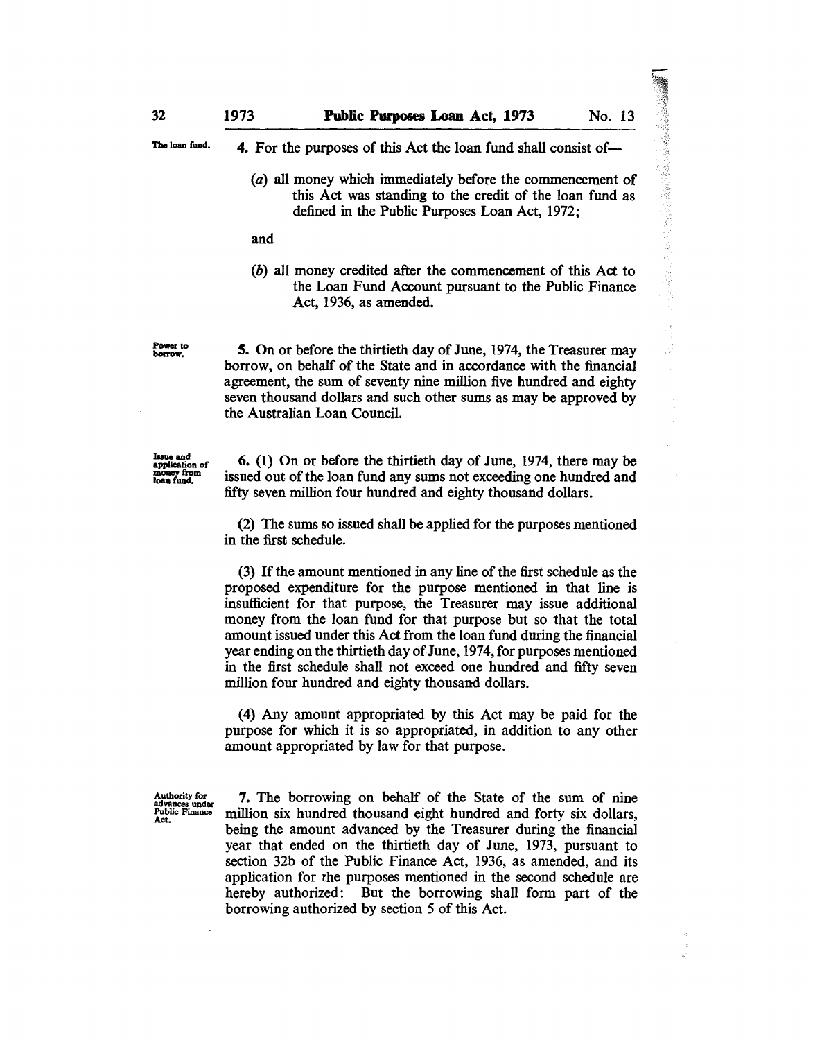**The loan fund.**

4. For the purposes of this Act the loan fund shall consist of—

(*a*) all money which immediately before the commencement of this Act was standing to the credit of the loan fund as defined in the Public Purposes Loan Act, 1972;

and

(*b*) all money credited after the commencement of this Act to the Loan Fund Account pursuant to the Public Finance Act, 1936, as amended.

**Power to borrow.**

5. On or before the thirtieth day of June, 1974, the Treasurer may borrow, on behalf of the State and in accordance with the financial agreement, the sum of seventy nine million five hundred and eighty seven thousand dollars and such other sums as may be approved by the Australian Loan Council.

**Issue and application of money from loan fund.**

6. (1) On or before the thirtieth day of June, 1974, there may be issued out of the loan fund any sums not exceeding one hundred and fifty seven million four hundred and eighty thousand dollars.

(2) The sums so issued shall be applied for the purposes mentioned in the first schedule.

(3) If the amount mentioned in any line of the first schedule as the proposed expenditure for the purpose mentioned in that line is insufficient for that purpose, the Treasurer may issue additional money from the loan fund for that purpose but so that the total amount issued under this Act from the loan fund during the financial year ending on the thirtieth day of June, 1974, for purposes mentioned in the first schedule shall not exceed one hundred and fifty seven million four hundred and eighty thousand dollars.

(4) Any amount appropriated by this Act may be paid for the purpose for which it is so appropriated, in addition to any other amount appropriated by law for that purpose.

**Authority for advances under Public Finance Act.**

7. The borrowing on behalf of the State of the sum of nine million six hundred thousand eight hundred and forty six dollars, being the amount advanced by the Treasurer during the financial year that ended on the thirtieth day of June, 1973, pursuant to section 32b of the Public Finance Act, 1936, as amended, and its application for the purposes mentioned in the second schedule are hereby authorized: But the borrowing shall form part of the borrowing authorized by section 5 of this Act.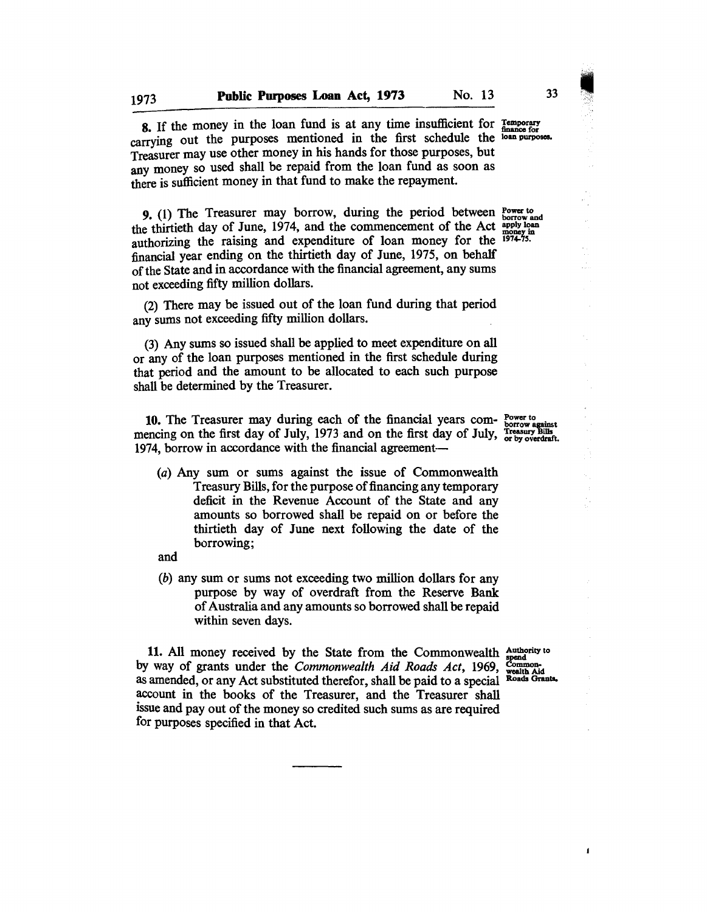**8.** If the money in the loan fund is at any time insufficient for carrying out the purposes mentioned in the first schedule the Treasurer may use other money in his hands for those purposes, but any money so used shall be repaid from the loan fund as soon as there is sufficient money in that fund to make the repayment.

*Temporary finance for loan purposes.*

**9.** (1) The Treasurer may borrow, during the period between the thirtieth day of June, 1974, and the commencement of the Act authorizing the raising and expenditure of loan money for the financial year ending on the thirtieth day of June, 1975, on behalf of the State and in accordance with the financial agreement, any sums not exceeding fifty million dollars.

*Power to borrow and apply loan money in 1974-75.*

(2) There may be issued out of the loan fund during that period any sums not exceeding fifty million dollars.

(3) Any sums so issued shall be applied to meet expenditure on all or any of the loan purposes mentioned in the first schedule during that period and the amount to be allocated to each such purpose shall be determined by the Treasurer.

**10.** The Treasurer may during each of the financial years commencing on the first day of July, 1973 and on the first day of July, 1974, borrow in accordance with the financial agreement—

*Power to borrow against Treasury Bills or by overdraft.*

(*a*) Any sum or sums against the issue of Commonwealth Treasury Bills, for the purpose of financing any temporary deficit in the Revenue Account of the State and any amounts so borrowed shall be repaid on or before the thirtieth day of June next following the date of the borrowing;

and

(*b*) any sum or sums not exceeding two million dollars for any purpose by way of overdraft from the Reserve Bank of Australia and any amounts so borrowed shall be repaid within seven days.

**11.** All money received by the State from the Commonwealth by way of grants under the *Commonwealth Aid Roads Act*, 1969, as amended, or any Act substituted therefor, shall be paid to a special account in the books of the Treasurer, and the Treasurer shall issue and pay out of the money so credited such sums as are required for purposes specified in that Act.

*Authority to spend Commonwealth Aid Roads Grants.*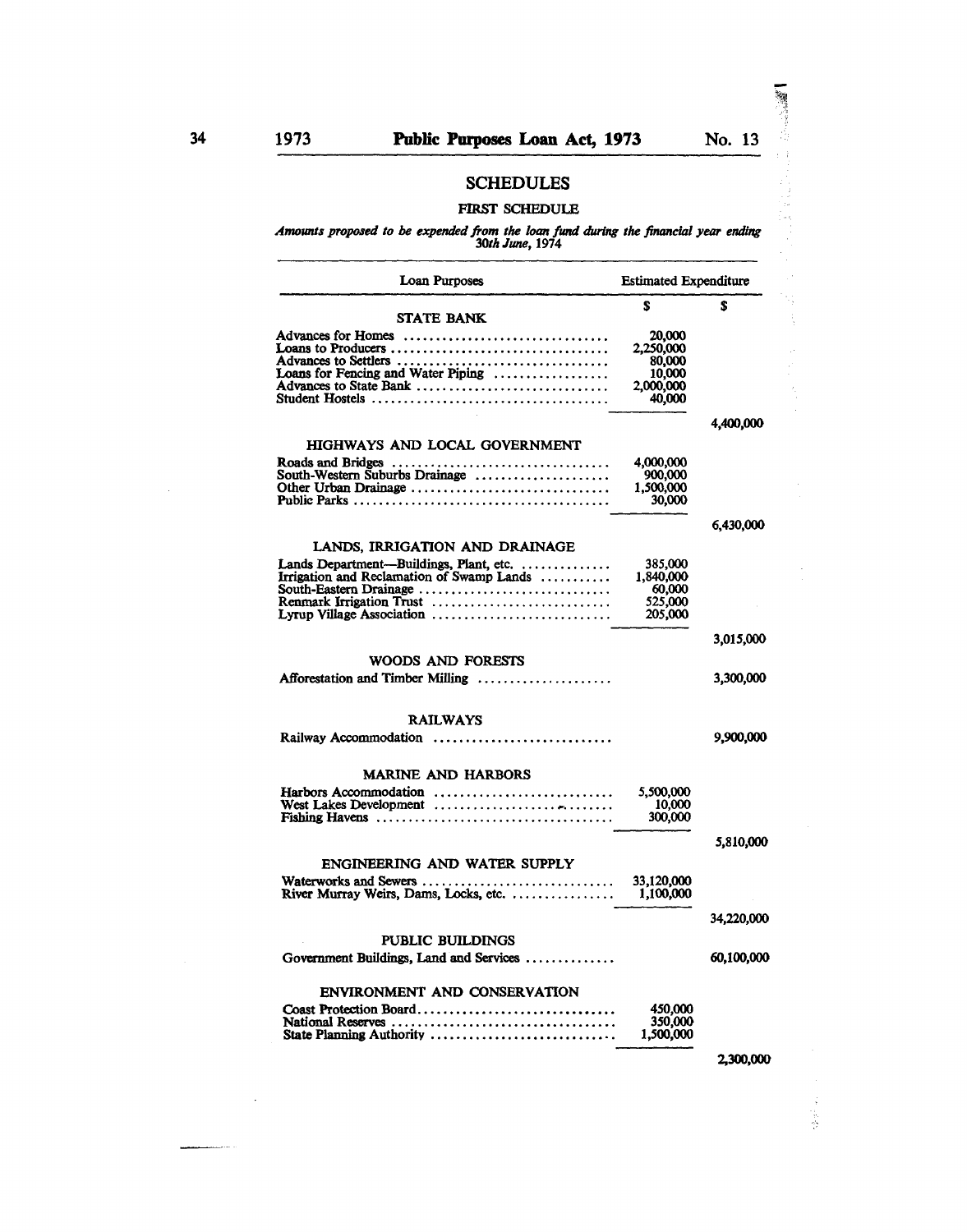## SCHEDULES

### FIRST SCHEDULE

*Amounts proposed to be expended from the loan fund during the financial year ending 30th June, 1974*

| Loan Purposes | Estimated Expenditure | |
|---|---|---|
| | $ | $ |
| **STATE BANK** | | |
| Advances for Homes | 20,000 | |
| Loans to Producers | 2,250,000 | |
| Advances to Settlers | 80,000 | |
| Loans for Fencing and Water Piping | 10,000 | |
| Advances to State Bank | 2,000,000 | |
| Student Hostels | 40,000 | |
| | | 4,400,000 |
| **HIGHWAYS AND LOCAL GOVERNMENT** | | |
| Roads and Bridges | 4,000,000 | |
| South-Western Suburbs Drainage | 900,000 | |
| Other Urban Drainage | 1,500,000 | |
| Public Parks | 30,000 | |
| | | 6,430,000 |
| **LANDS, IRRIGATION AND DRAINAGE** | | |
| Lands Department—Buildings, Plant, etc. | 385,000 | |
| Irrigation and Reclamation of Swamp Lands | 1,840,000 | |
| South-Eastern Drainage | 60,000 | |
| Renmark Irrigation Trust | 525,000 | |
| Lyrup Village Association | 205,000 | |
| | | 3,015,000 |
| **WOODS AND FORESTS** | | |
| Afforestation and Timber Milling | | 3,300,000 |
| **RAILWAYS** | | |
| Railway Accommodation | | 9,900,000 |
| **MARINE AND HARBORS** | | |
| Harbors Accommodation | 5,500,000 | |
| West Lakes Development | 10,000 | |
| Fishing Havens | 300,000 | |
| | | 5,810,000 |
| **ENGINEERING AND WATER SUPPLY** | | |
| Waterworks and Sewers | 33,120,000 | |
| River Murray Weirs, Dams, Locks, etc. | 1,100,000 | |
| | | 34,220,000 |
| **PUBLIC BUILDINGS** | | |
| Government Buildings, Land and Services | | 60,100,000 |
| **ENVIRONMENT AND CONSERVATION** | | |
| Coast Protection Board | 450,000 | |
| National Reserves | 350,000 | |
| State Planning Authority | 1,500,000 | |
| | | 2,300,000 |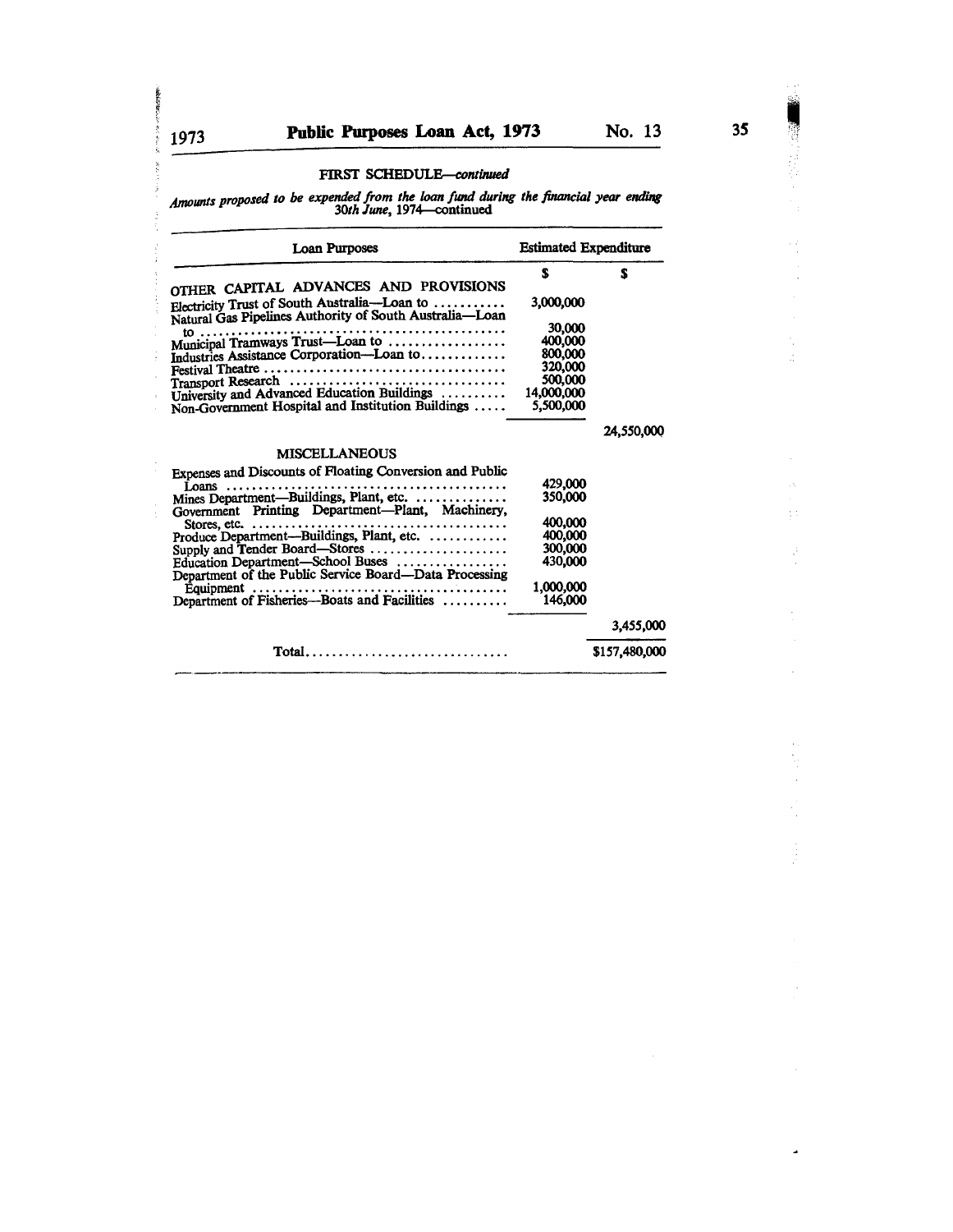## FIRST SCHEDULE—*continued*

*Amounts proposed to be expended from the loan fund during the financial year ending 30th June*, 1974—continued

| Loan Purposes | Estimated Expenditure | |
|---|---|---|
| | $ | $ |
| OTHER CAPITAL ADVANCES AND PROVISIONS | | |
| Electricity Trust of South Australia—Loan to | 3,000,000 | |
| Natural Gas Pipelines Authority of South Australia—Loan to | 30,000 | |
| Municipal Tramways Trust—Loan to | 400,000 | |
| Industries Assistance Corporation—Loan to | 800,000 | |
| Festival Theatre | 320,000 | |
| Transport Research | 500,000 | |
| University and Advanced Education Buildings | 14,000,000 | |
| Non-Government Hospital and Institution Buildings | 5,500,000 | |
| | | 24,550,000 |
| MISCELLANEOUS | | |
| Expenses and Discounts of Floating Conversion and Public Loans | 429,000 | |
| Mines Department—Buildings, Plant, etc. | 350,000 | |
| Government Printing Department—Plant, Machinery, Stores, etc. | 400,000 | |
| Produce Department—Buildings, Plant, etc. | 400,000 | |
| Supply and Tender Board—Stores | 300,000 | |
| Education Department—School Buses | 430,000 | |
| Department of the Public Service Board—Data Processing Equipment | 1,000,000 | |
| Department of Fisheries—Boats and Facilities | 146,000 | |
| | | 3,455,000 |
| Total | | $157,480,000 |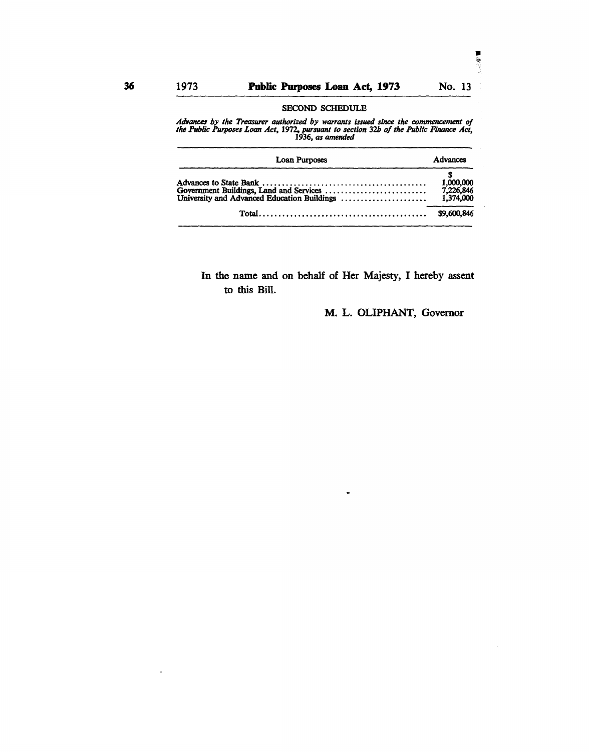## SECOND SCHEDULE

*Advances by the Treasurer authorized by warrants issued since the commencement of the Public Purposes Loan Act, 1972, pursuant to section 32b of the Public Finance Act, 1936, as amended*

| Loan Purposes | Advances |
|---|---|
| | $ |
| Advances to State Bank .......................................... | 1,000,000 |
| Government Buildings, Land and Services .......................... | 7,226,846 |
| University and Advanced Education Buildings ...................... | 1,374,000 |
| Total.......................................... | $9,600,846 |

In the name and on behalf of Her Majesty, I hereby assent to this Bill.

M. L. OLIPHANT, Governor